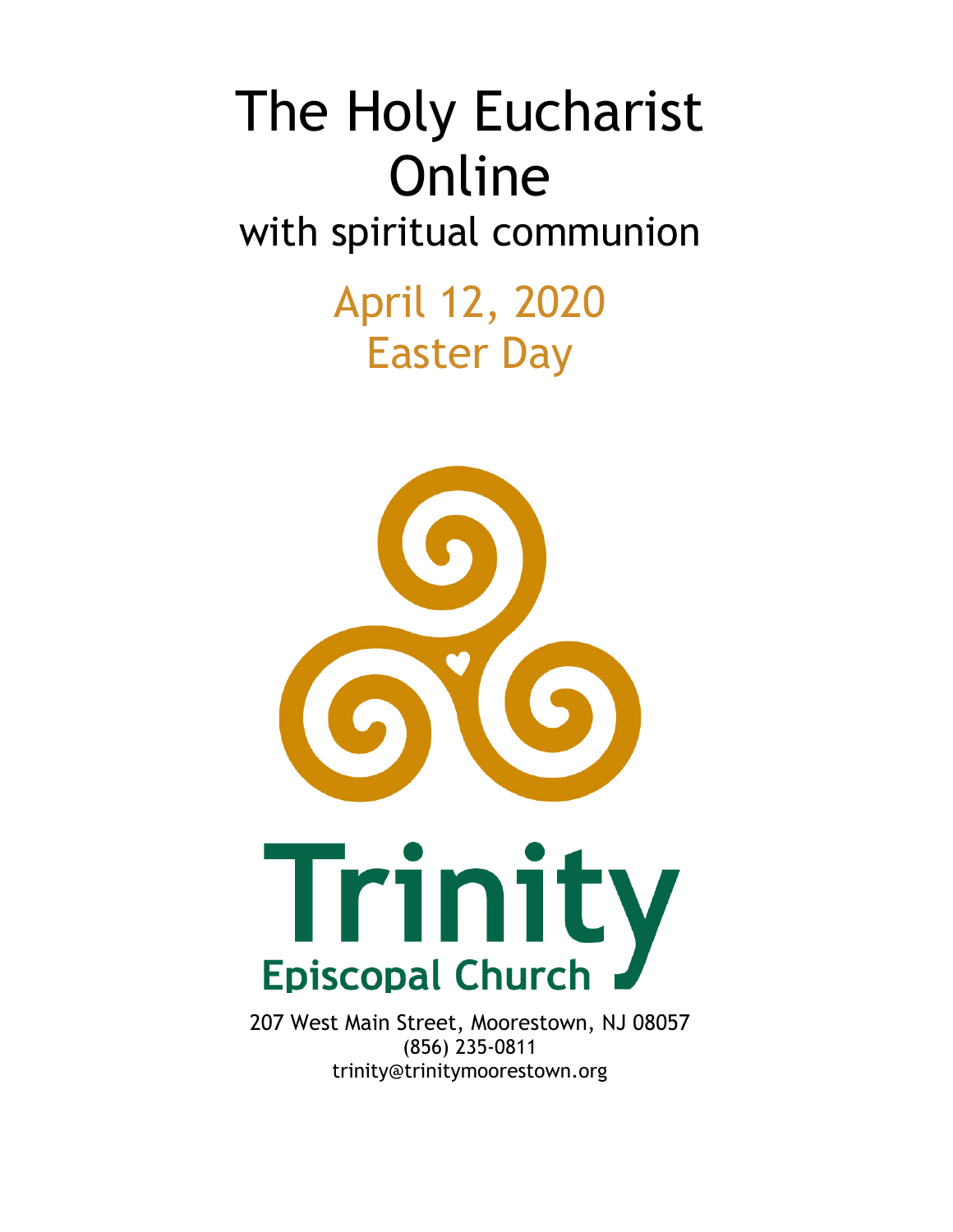# The Holy Eucharist Online

## with spiritual communion

## April 12, 2020
## Easter Day

**Trinity**
**Episcopal Church**

207 West Main Street, Moorestown, NJ 08057
(856) 235-0811
trinity@trinitymoorestown.org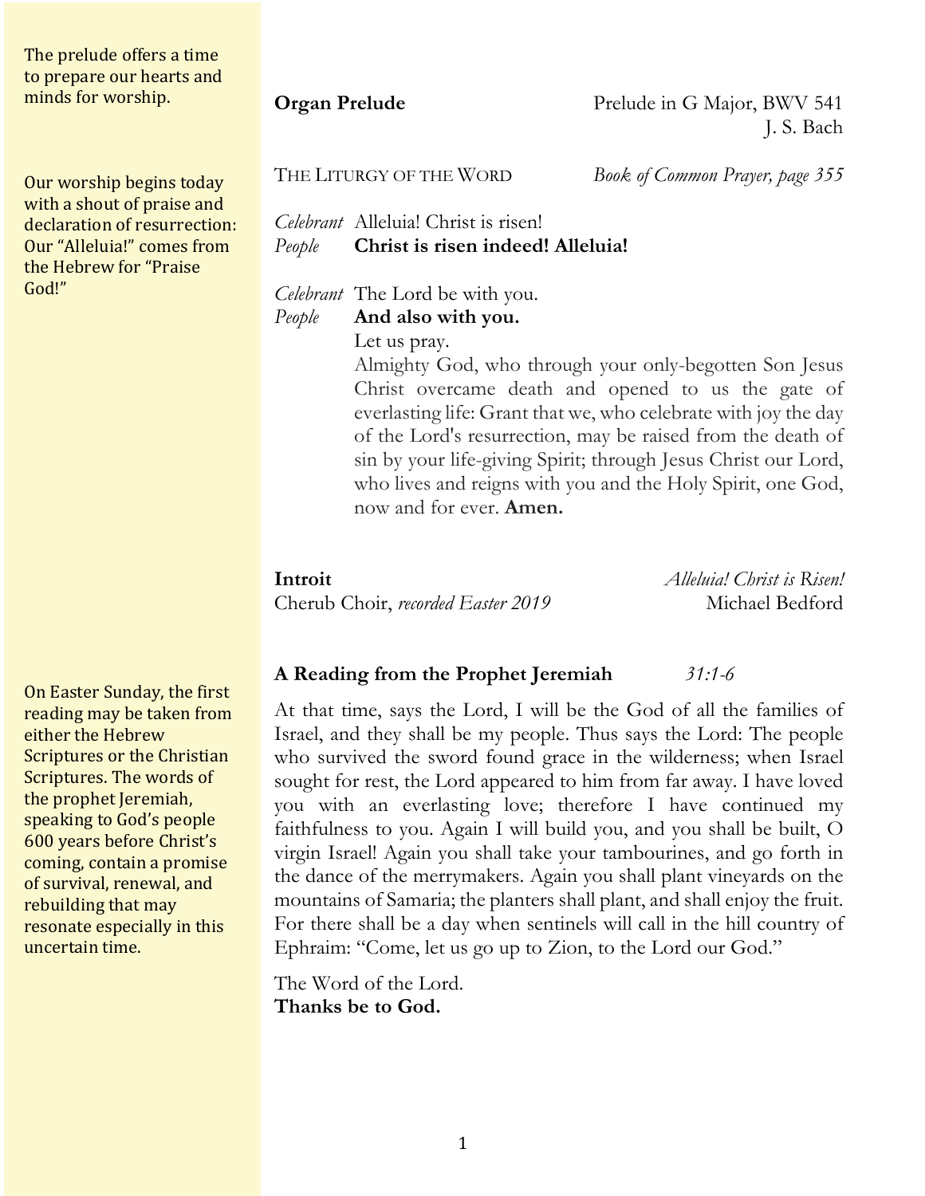The prelude offers a time to prepare our hearts and minds for worship.

**Organ Prelude** — Prelude in G Major, BWV 541
J. S. Bach

THE LITURGY OF THE WORD — *Book of Common Prayer, page 355*

Our worship begins today with a shout of praise and declaration of resurrection: Our "Alleluia!" comes from the Hebrew for "Praise God!"

*Celebrant* Alleluia! Christ is risen!
*People* **Christ is risen indeed! Alleluia!**

*Celebrant* The Lord be with you.
*People* **And also with you.**
Let us pray.
Almighty God, who through your only-begotten Son Jesus Christ overcame death and opened to us the gate of everlasting life: Grant that we, who celebrate with joy the day of the Lord's resurrection, may be raised from the death of sin by your life-giving Spirit; through Jesus Christ our Lord, who lives and reigns with you and the Holy Spirit, one God, now and for ever. **Amen.**

**Introit** — *Alleluia! Christ is Risen!*
Cherub Choir, *recorded Easter 2019* — Michael Bedford

On Easter Sunday, the first reading may be taken from either the Hebrew Scriptures or the Christian Scriptures. The words of the prophet Jeremiah, speaking to God's people 600 years before Christ's coming, contain a promise of survival, renewal, and rebuilding that may resonate especially in this uncertain time.

**A Reading from the Prophet Jeremiah** *31:1-6*

At that time, says the Lord, I will be the God of all the families of Israel, and they shall be my people. Thus says the Lord: The people who survived the sword found grace in the wilderness; when Israel sought for rest, the Lord appeared to him from far away. I have loved you with an everlasting love; therefore I have continued my faithfulness to you. Again I will build you, and you shall be built, O virgin Israel! Again you shall take your tambourines, and go forth in the dance of the merrymakers. Again you shall plant vineyards on the mountains of Samaria; the planters shall plant, and shall enjoy the fruit. For there shall be a day when sentinels will call in the hill country of Ephraim: "Come, let us go up to Zion, to the Lord our God."

The Word of the Lord.
**Thanks be to God.**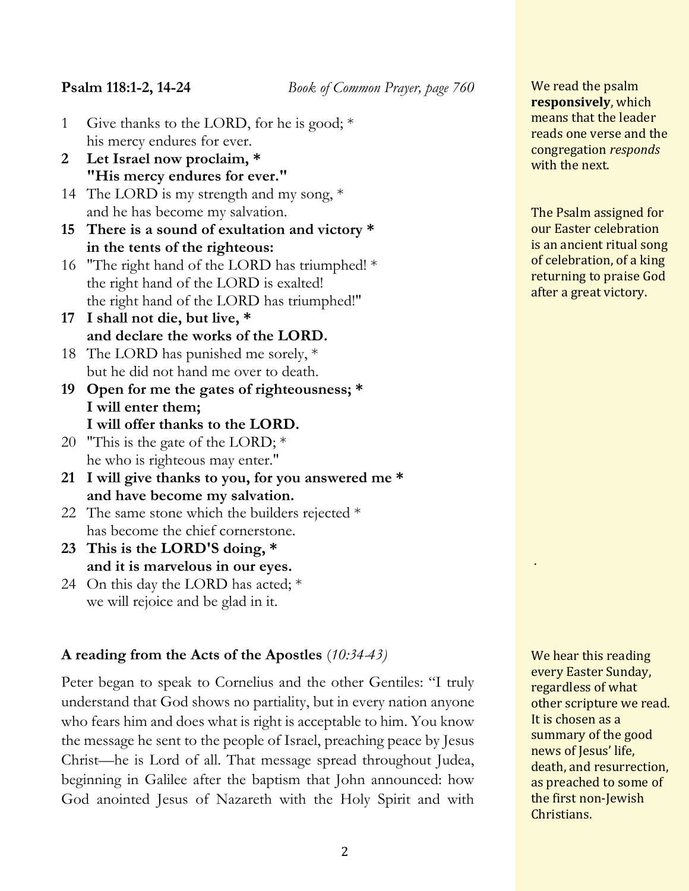**Psalm 118:1-2, 14-24** *Book of Common Prayer, page 760*

We read the psalm **responsively**, which means that the leader reads one verse and the congregation *responds* with the next.

1 Give thanks to the LORD, for he is good; *
his mercy endures for ever.

**2 Let Israel now proclaim, ***
**"His mercy endures for ever."**

14 The LORD is my strength and my song, *
and he has become my salvation.

**15 There is a sound of exultation and victory ***
**in the tents of the righteous:**

16 "The right hand of the LORD has triumphed! *
the right hand of the LORD is exalted!
the right hand of the LORD has triumphed!"

**17 I shall not die, but live, ***
**and declare the works of the LORD.**

18 The LORD has punished me sorely, *
but he did not hand me over to death.

**19 Open for me the gates of righteousness; ***
**I will enter them;**
**I will offer thanks to the LORD.**

20 "This is the gate of the LORD; *
he who is righteous may enter."

**21 I will give thanks to you, for you answered me ***
**and have become my salvation.**

22 The same stone which the builders rejected *
has become the chief cornerstone.

**23 This is the LORD'S doing, ***
**and it is marvelous in our eyes.**

24 On this day the LORD has acted; *
we will rejoice and be glad in it.

The Psalm assigned for our Easter celebration is an ancient ritual song of celebration, of a king returning to praise God after a great victory.

**A reading from the Acts of the Apostles** *(10:34-43)*

We hear this reading every Easter Sunday, regardless of what other scripture we read. It is chosen as a summary of the good news of Jesus' life, death, and resurrection, as preached to some of the first non-Jewish Christians.

Peter began to speak to Cornelius and the other Gentiles: "I truly understand that God shows no partiality, but in every nation anyone who fears him and does what is right is acceptable to him. You know the message he sent to the people of Israel, preaching peace by Jesus Christ—he is Lord of all. That message spread throughout Judea, beginning in Galilee after the baptism that John announced: how God anointed Jesus of Nazareth with the Holy Spirit and with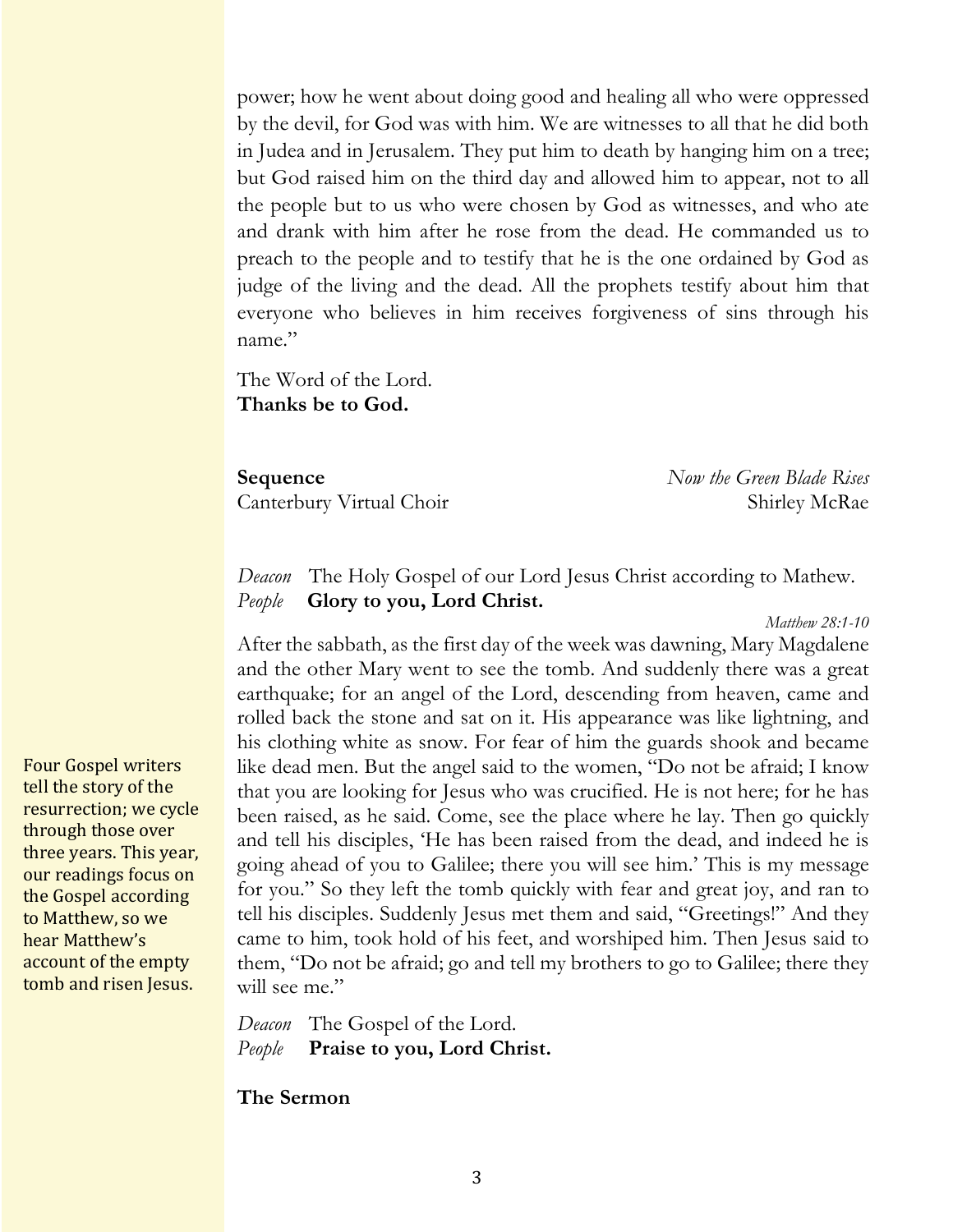power; how he went about doing good and healing all who were oppressed by the devil, for God was with him. We are witnesses to all that he did both in Judea and in Jerusalem. They put him to death by hanging him on a tree; but God raised him on the third day and allowed him to appear, not to all the people but to us who were chosen by God as witnesses, and who ate and drank with him after he rose from the dead. He commanded us to preach to the people and to testify that he is the one ordained by God as judge of the living and the dead. All the prophets testify about him that everyone who believes in him receives forgiveness of sins through his name."

The Word of the Lord.
**Thanks be to God.**

**Sequence** *Now the Green Blade Rises*
Canterbury Virtual Choir Shirley McRae

*Deacon* The Holy Gospel of our Lord Jesus Christ according to Mathew.
*People* **Glory to you, Lord Christ.**

*Matthew 28:1-10*

After the sabbath, as the first day of the week was dawning, Mary Magdalene and the other Mary went to see the tomb. And suddenly there was a great earthquake; for an angel of the Lord, descending from heaven, came and rolled back the stone and sat on it. His appearance was like lightning, and his clothing white as snow. For fear of him the guards shook and became like dead men. But the angel said to the women, "Do not be afraid; I know that you are looking for Jesus who was crucified. He is not here; for he has been raised, as he said. Come, see the place where he lay. Then go quickly and tell his disciples, 'He has been raised from the dead, and indeed he is going ahead of you to Galilee; there you will see him.' This is my message for you." So they left the tomb quickly with fear and great joy, and ran to tell his disciples. Suddenly Jesus met them and said, "Greetings!" And they came to him, took hold of his feet, and worshiped him. Then Jesus said to them, "Do not be afraid; go and tell my brothers to go to Galilee; there they will see me."

Four Gospel writers tell the story of the resurrection; we cycle through those over three years. This year, our readings focus on the Gospel according to Matthew, so we hear Matthew's account of the empty tomb and risen Jesus.

*Deacon* The Gospel of the Lord.
*People* **Praise to you, Lord Christ.**

**The Sermon**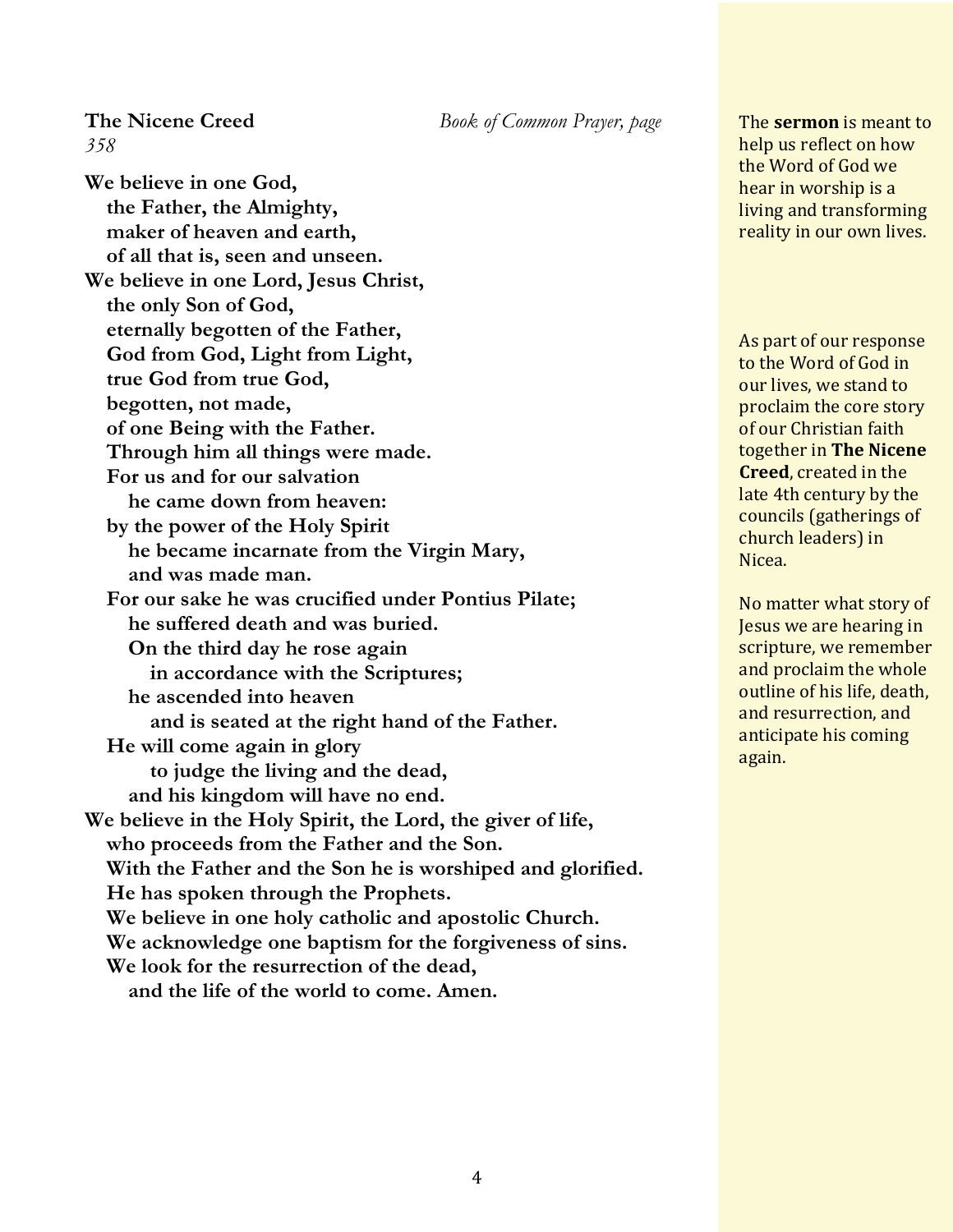**The Nicene Creed** *Book of Common Prayer, page 358*

**We believe in one God,**
**the Father, the Almighty,**
**maker of heaven and earth,**
**of all that is, seen and unseen.**
**We believe in one Lord, Jesus Christ,**
**the only Son of God,**
**eternally begotten of the Father,**
**God from God, Light from Light,**
**true God from true God,**
**begotten, not made,**
**of one Being with the Father.**
**Through him all things were made.**
**For us and for our salvation**
**he came down from heaven:**
**by the power of the Holy Spirit**
**he became incarnate from the Virgin Mary,**
**and was made man.**
**For our sake he was crucified under Pontius Pilate;**
**he suffered death and was buried.**
**On the third day he rose again**
**in accordance with the Scriptures;**
**he ascended into heaven**
**and is seated at the right hand of the Father.**
**He will come again in glory**
**to judge the living and the dead,**
**and his kingdom will have no end.**
**We believe in the Holy Spirit, the Lord, the giver of life,**
**who proceeds from the Father and the Son.**
**With the Father and the Son he is worshiped and glorified.**
**He has spoken through the Prophets.**
**We believe in one holy catholic and apostolic Church.**
**We acknowledge one baptism for the forgiveness of sins.**
**We look for the resurrection of the dead,**
**and the life of the world to come. Amen.**

The **sermon** is meant to help us reflect on how the Word of God we hear in worship is a living and transforming reality in our own lives.

As part of our response to the Word of God in our lives, we stand to proclaim the core story of our Christian faith together in **The Nicene Creed**, created in the late 4th century by the councils (gatherings of church leaders) in Nicea.

No matter what story of Jesus we are hearing in scripture, we remember and proclaim the whole outline of his life, death, and resurrection, and anticipate his coming again.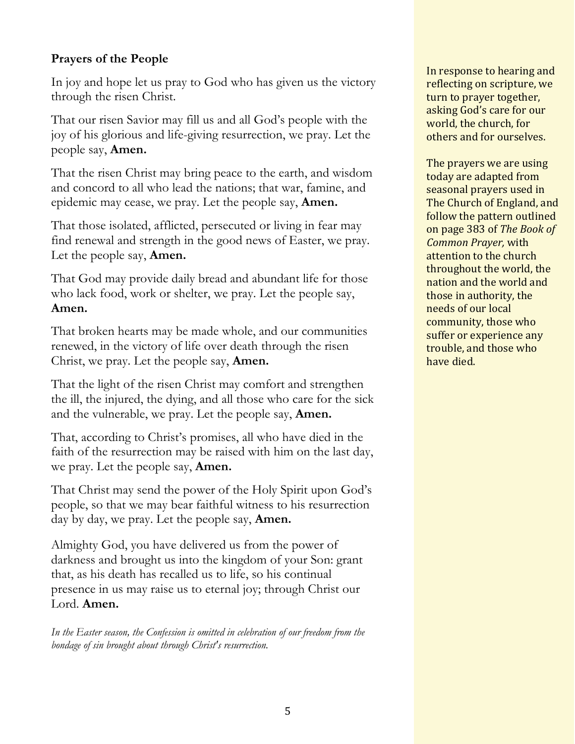**Prayers of the People**

In joy and hope let us pray to God who has given us the victory through the risen Christ.

That our risen Savior may fill us and all God's people with the joy of his glorious and life-giving resurrection, we pray. Let the people say, **Amen.**

That the risen Christ may bring peace to the earth, and wisdom and concord to all who lead the nations; that war, famine, and epidemic may cease, we pray. Let the people say, **Amen.**

That those isolated, afflicted, persecuted or living in fear may find renewal and strength in the good news of Easter, we pray. Let the people say, **Amen.**

That God may provide daily bread and abundant life for those who lack food, work or shelter, we pray. Let the people say, **Amen.**

That broken hearts may be made whole, and our communities renewed, in the victory of life over death through the risen Christ, we pray. Let the people say, **Amen.**

That the light of the risen Christ may comfort and strengthen the ill, the injured, the dying, and all those who care for the sick and the vulnerable, we pray. Let the people say, **Amen.**

That, according to Christ's promises, all who have died in the faith of the resurrection may be raised with him on the last day, we pray. Let the people say, **Amen.**

That Christ may send the power of the Holy Spirit upon God's people, so that we may bear faithful witness to his resurrection day by day, we pray. Let the people say, **Amen.**

Almighty God, you have delivered us from the power of darkness and brought us into the kingdom of your Son: grant that, as his death has recalled us to life, so his continual presence in us may raise us to eternal joy; through Christ our Lord. **Amen.**

*In the Easter season, the Confession is omitted in celebration of our freedom from the bondage of sin brought about through Christ's resurrection.*

In response to hearing and reflecting on scripture, we turn to prayer together, asking God's care for our world, the church, for others and for ourselves.

The prayers we are using today are adapted from seasonal prayers used in The Church of England, and follow the pattern outlined on page 383 of *The Book of Common Prayer,* with attention to the church throughout the world, the nation and the world and those in authority, the needs of our local community, those who suffer or experience any trouble, and those who have died.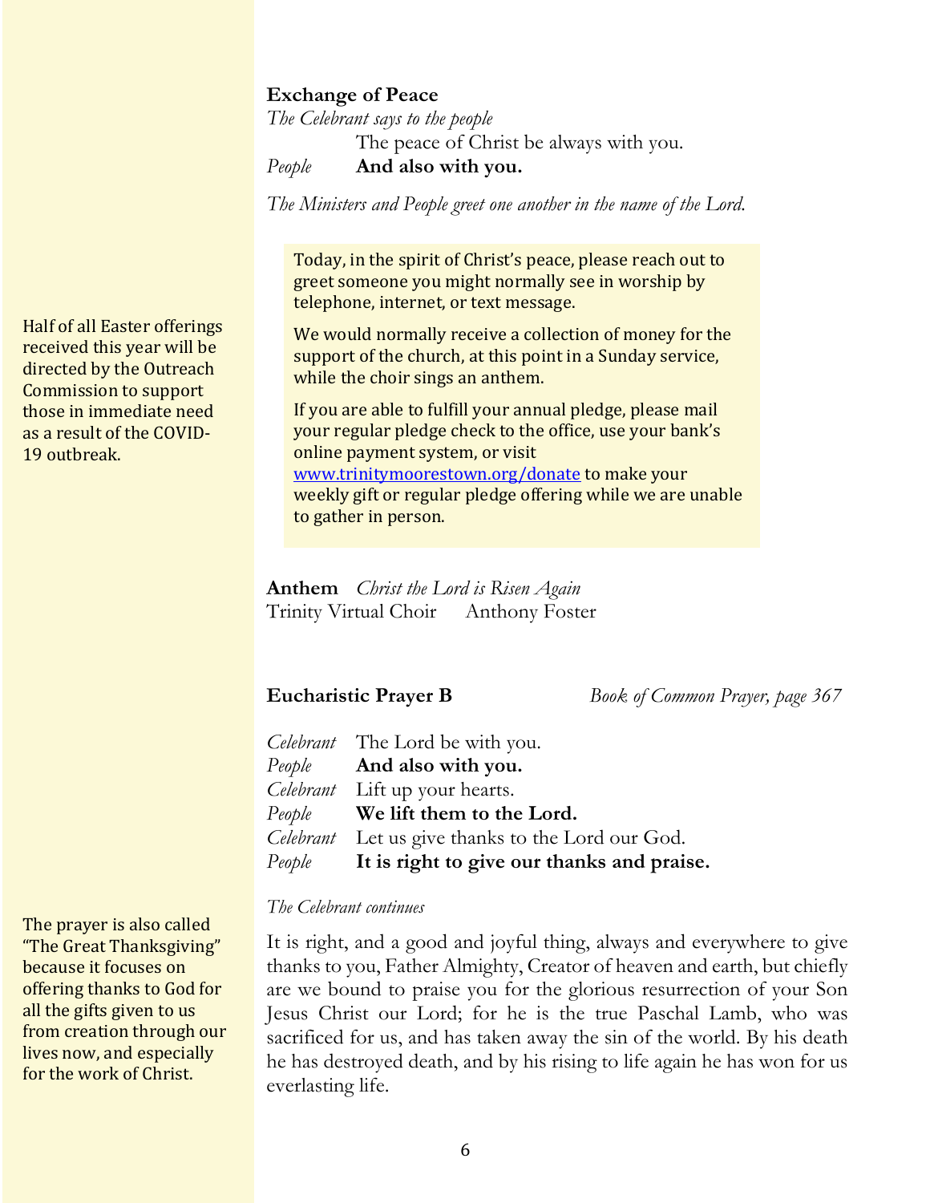## Exchange of Peace

*The Celebrant says to the people*

The peace of Christ be always with you.

*People* **And also with you.**

*The Ministers and People greet one another in the name of the Lord.*

> Today, in the spirit of Christ's peace, please reach out to greet someone you might normally see in worship by telephone, internet, or text message.
>
> We would normally receive a collection of money for the support of the church, at this point in a Sunday service, while the choir sings an anthem.
>
> If you are able to fulfill your annual pledge, please mail your regular pledge check to the office, use your bank's online payment system, or visit [www.trinitymoorestown.org/donate](http://www.trinitymoorestown.org/donate) to make your weekly gift or regular pledge offering while we are unable to gather in person.

Half of all Easter offerings received this year will be directed by the Outreach Commission to support those in immediate need as a result of the COVID-19 outbreak.

**Anthem** *Christ the Lord is Risen Again*
Trinity Virtual Choir Anthony Foster

## Eucharistic Prayer B

*Book of Common Prayer, page 367*

*Celebrant* The Lord be with you.
*People* **And also with you.**
*Celebrant* Lift up your hearts.
*People* **We lift them to the Lord.**
*Celebrant* Let us give thanks to the Lord our God.
*People* **It is right to give our thanks and praise.**

*The Celebrant continues*

It is right, and a good and joyful thing, always and everywhere to give thanks to you, Father Almighty, Creator of heaven and earth, but chiefly are we bound to praise you for the glorious resurrection of your Son Jesus Christ our Lord; for he is the true Paschal Lamb, who was sacrificed for us, and has taken away the sin of the world. By his death he has destroyed death, and by his rising to life again he has won for us everlasting life.

The prayer is also called "The Great Thanksgiving" because it focuses on offering thanks to God for all the gifts given to us from creation through our lives now, and especially for the work of Christ.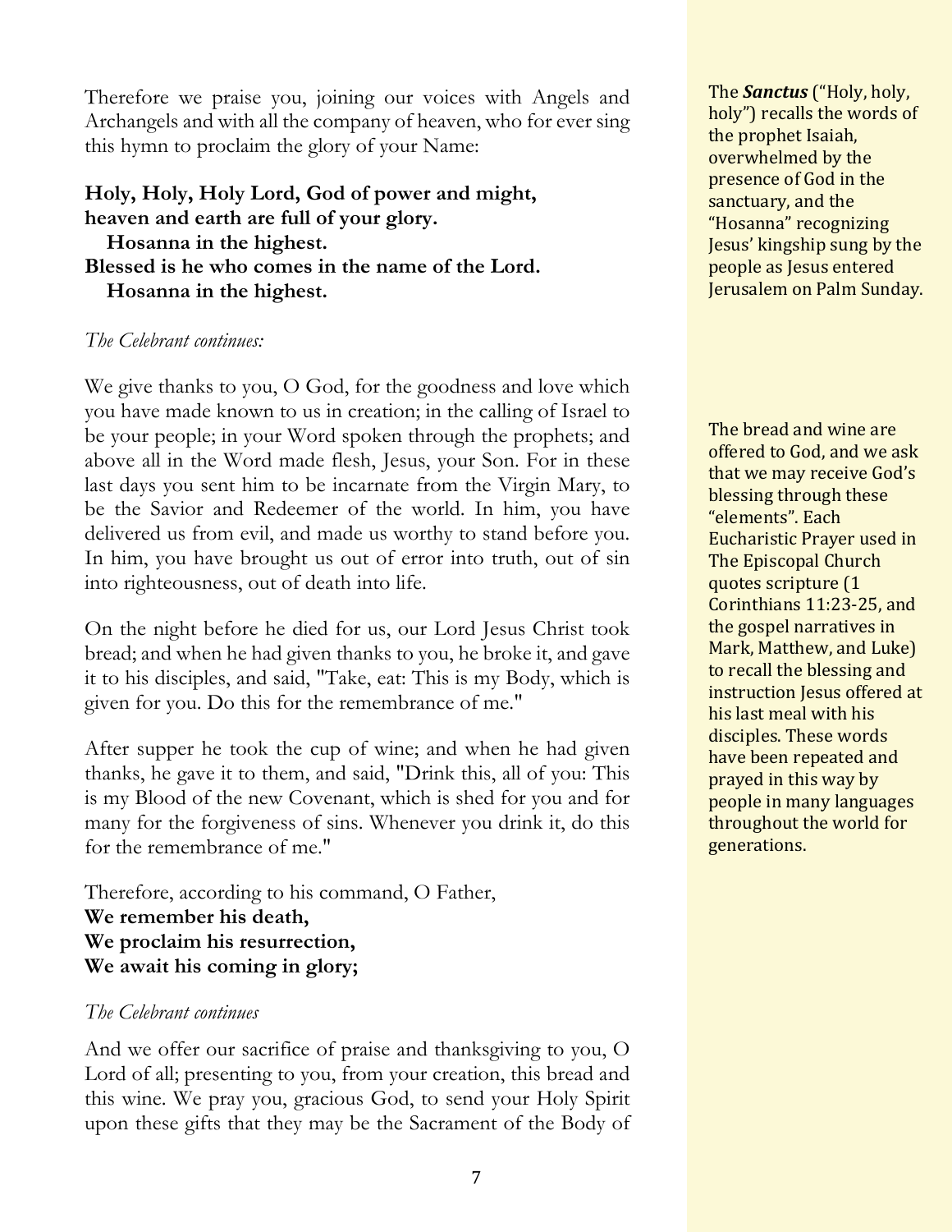Therefore we praise you, joining our voices with Angels and Archangels and with all the company of heaven, who for ever sing this hymn to proclaim the glory of your Name:

**Holy, Holy, Holy Lord, God of power and might,**
**heaven and earth are full of your glory.**
**Hosanna in the highest.**
**Blessed is he who comes in the name of the Lord.**
**Hosanna in the highest.**

The ***Sanctus*** ("Holy, holy, holy") recalls the words of the prophet Isaiah, overwhelmed by the presence of God in the sanctuary, and the "Hosanna" recognizing Jesus' kingship sung by the people as Jesus entered Jerusalem on Palm Sunday.

*The Celebrant continues:*

We give thanks to you, O God, for the goodness and love which you have made known to us in creation; in the calling of Israel to be your people; in your Word spoken through the prophets; and above all in the Word made flesh, Jesus, your Son. For in these last days you sent him to be incarnate from the Virgin Mary, to be the Savior and Redeemer of the world. In him, you have delivered us from evil, and made us worthy to stand before you. In him, you have brought us out of error into truth, out of sin into righteousness, out of death into life.

On the night before he died for us, our Lord Jesus Christ took bread; and when he had given thanks to you, he broke it, and gave it to his disciples, and said, "Take, eat: This is my Body, which is given for you. Do this for the remembrance of me."

After supper he took the cup of wine; and when he had given thanks, he gave it to them, and said, "Drink this, all of you: This is my Blood of the new Covenant, which is shed for you and for many for the forgiveness of sins. Whenever you drink it, do this for the remembrance of me."

The bread and wine are offered to God, and we ask that we may receive God's blessing through these "elements". Each Eucharistic Prayer used in The Episcopal Church quotes scripture (1 Corinthians 11:23-25, and the gospel narratives in Mark, Matthew, and Luke) to recall the blessing and instruction Jesus offered at his last meal with his disciples. These words have been repeated and prayed in this way by people in many languages throughout the world for generations.

Therefore, according to his command, O Father,
**We remember his death,**
**We proclaim his resurrection,**
**We await his coming in glory;**

*The Celebrant continues*

And we offer our sacrifice of praise and thanksgiving to you, O Lord of all; presenting to you, from your creation, this bread and this wine. We pray you, gracious God, to send your Holy Spirit upon these gifts that they may be the Sacrament of the Body of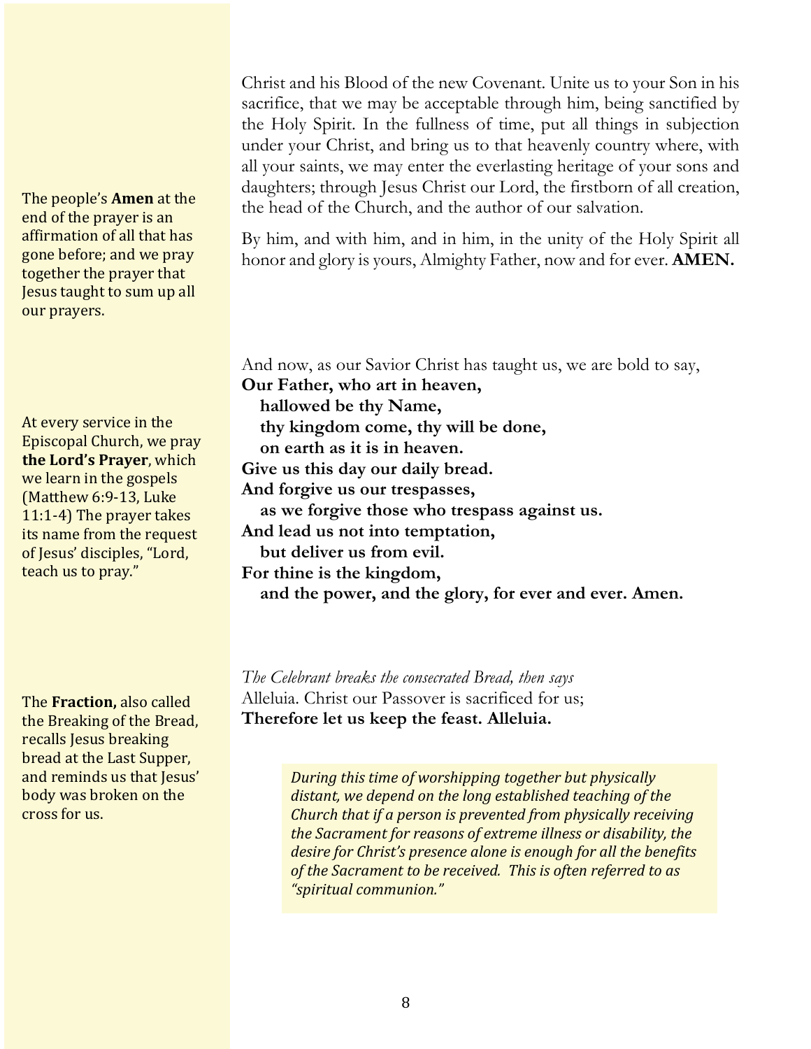The people's **Amen** at the end of the prayer is an affirmation of all that has gone before; and we pray together the prayer that Jesus taught to sum up all our prayers.

Christ and his Blood of the new Covenant. Unite us to your Son in his sacrifice, that we may be acceptable through him, being sanctified by the Holy Spirit. In the fullness of time, put all things in subjection under your Christ, and bring us to that heavenly country where, with all your saints, we may enter the everlasting heritage of your sons and daughters; through Jesus Christ our Lord, the firstborn of all creation, the head of the Church, and the author of our salvation.

By him, and with him, and in him, in the unity of the Holy Spirit all honor and glory is yours, Almighty Father, now and for ever. **AMEN.**

At every service in the Episcopal Church, we pray **the Lord's Prayer**, which we learn in the gospels (Matthew 6:9-13, Luke 11:1-4) The prayer takes its name from the request of Jesus' disciples, "Lord, teach us to pray."

And now, as our Savior Christ has taught us, we are bold to say,
**Our Father, who art in heaven,**
**hallowed be thy Name,**
**thy kingdom come, thy will be done,**
**on earth as it is in heaven.**
**Give us this day our daily bread.**
**And forgive us our trespasses,**
**as we forgive those who trespass against us.**
**And lead us not into temptation,**
**but deliver us from evil.**
**For thine is the kingdom,**
**and the power, and the glory, for ever and ever. Amen.**

The **Fraction,** also called the Breaking of the Bread, recalls Jesus breaking bread at the Last Supper, and reminds us that Jesus' body was broken on the cross for us.

*The Celebrant breaks the consecrated Bread, then says*
Alleluia. Christ our Passover is sacrificed for us;
**Therefore let us keep the feast. Alleluia.**

*During this time of worshipping together but physically distant, we depend on the long established teaching of the Church that if a person is prevented from physically receiving the Sacrament for reasons of extreme illness or disability, the desire for Christ's presence alone is enough for all the benefits of the Sacrament to be received. This is often referred to as "spiritual communion."*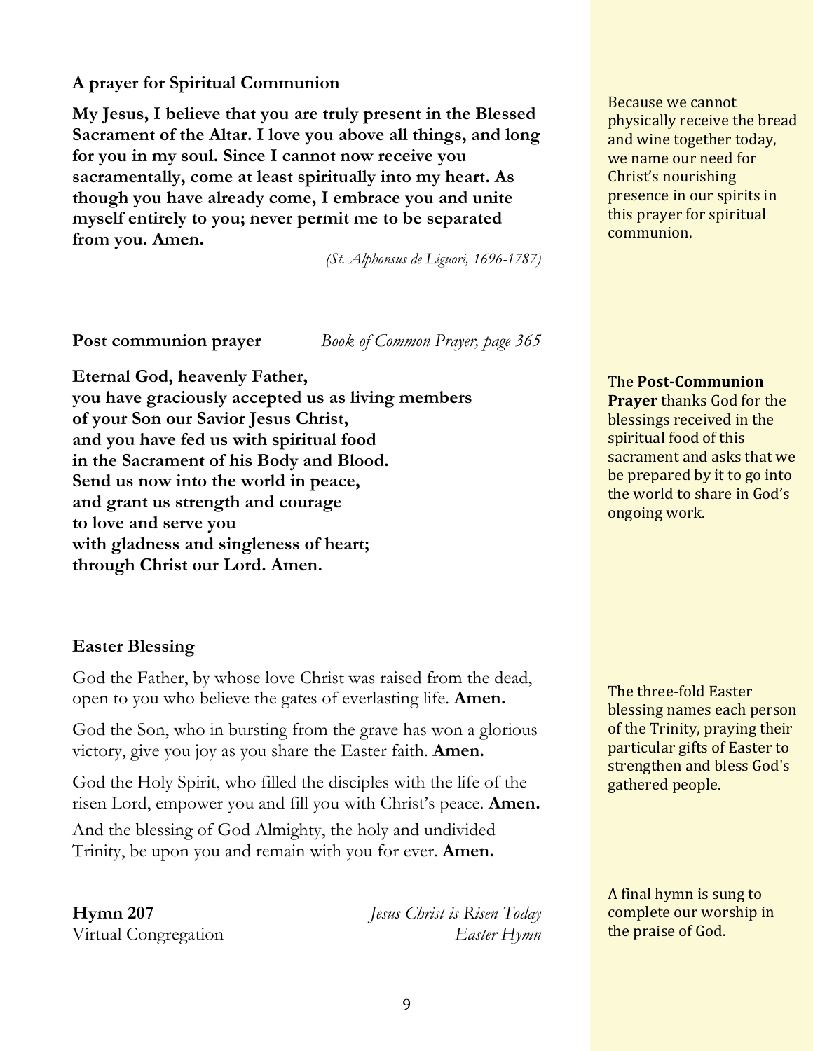**A prayer for Spiritual Communion**

**My Jesus, I believe that you are truly present in the Blessed Sacrament of the Altar. I love you above all things, and long for you in my soul. Since I cannot now receive you sacramentally, come at least spiritually into my heart. As though you have already come, I embrace you and unite myself entirely to you; never permit me to be separated from you. Amen.**

*(St. Alphonsus de Liguori, 1696-1787)*

Because we cannot physically receive the bread and wine together today, we name our need for Christ's nourishing presence in our spirits in this prayer for spiritual communion.

**Post communion prayer** *Book of Common Prayer, page 365*

**Eternal God, heavenly Father,**
**you have graciously accepted us as living members**
**of your Son our Savior Jesus Christ,**
**and you have fed us with spiritual food**
**in the Sacrament of his Body and Blood.**
**Send us now into the world in peace,**
**and grant us strength and courage**
**to love and serve you**
**with gladness and singleness of heart;**
**through Christ our Lord. Amen.**

The **Post-Communion Prayer** thanks God for the blessings received in the spiritual food of this sacrament and asks that we be prepared by it to go into the world to share in God's ongoing work.

**Easter Blessing**

God the Father, by whose love Christ was raised from the dead, open to you who believe the gates of everlasting life. **Amen.**

God the Son, who in bursting from the grave has won a glorious victory, give you joy as you share the Easter faith. **Amen.**

God the Holy Spirit, who filled the disciples with the life of the risen Lord, empower you and fill you with Christ's peace. **Amen.**

And the blessing of God Almighty, the holy and undivided Trinity, be upon you and remain with you for ever. **Amen.**

The three-fold Easter blessing names each person of the Trinity, praying their particular gifts of Easter to strengthen and bless God's gathered people.

**Hymn 207** *Jesus Christ is Risen Today*
Virtual Congregation *Easter Hymn*

A final hymn is sung to complete our worship in the praise of God.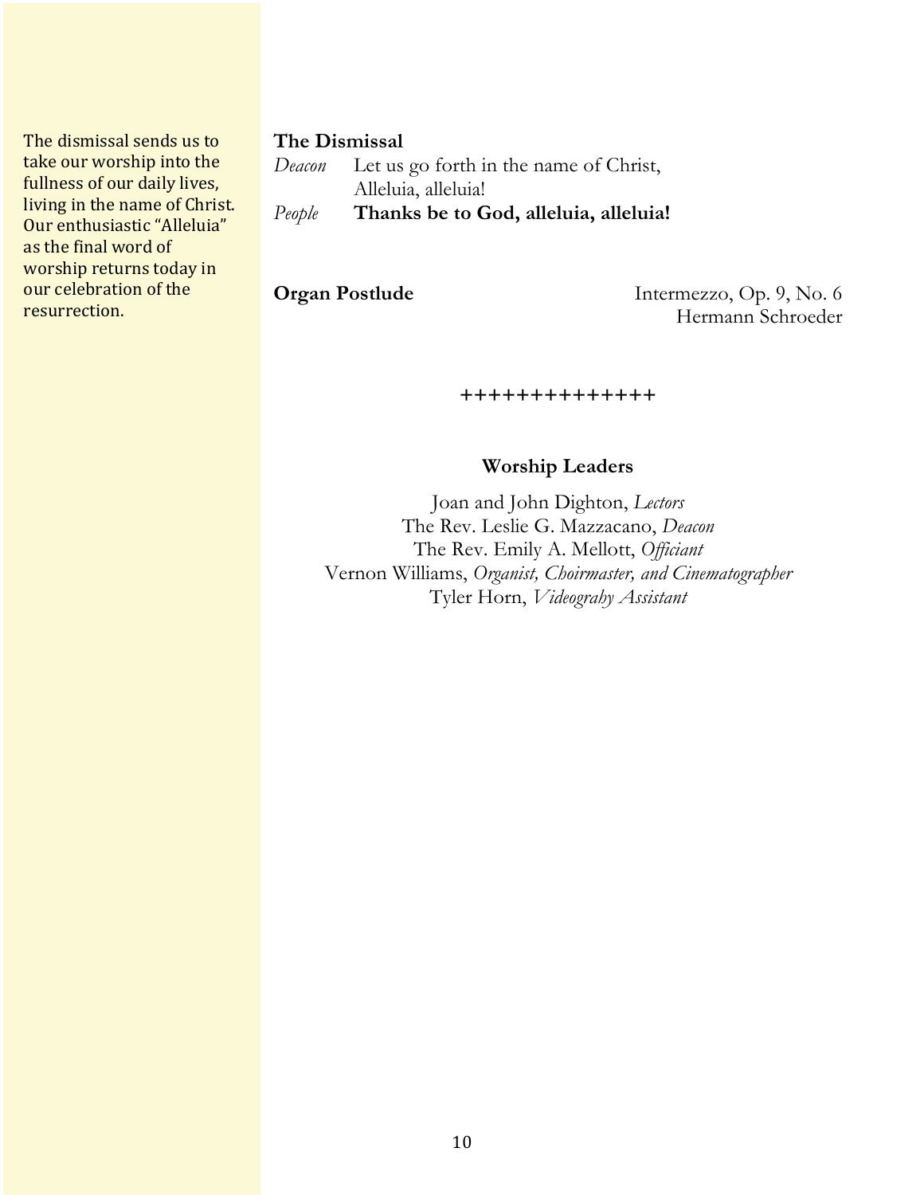The dismissal sends us to take our worship into the fullness of our daily lives, living in the name of Christ. Our enthusiastic "Alleluia" as the final word of worship returns today in our celebration of the resurrection.

**The Dismissal**

*Deacon* Let us go forth in the name of Christ,
Alleluia, alleluia!

*People* **Thanks be to God, alleluia, alleluia!**

**Organ Postlude** Intermezzo, Op. 9, No. 6
Hermann Schroeder

++++++++++++++

**Worship Leaders**

Joan and John Dighton, *Lectors*
The Rev. Leslie G. Mazzacano, *Deacon*
The Rev. Emily A. Mellott, *Officiant*
Vernon Williams, *Organist, Choirmaster, and Cinematographer*
Tyler Horn, *Videograhy Assistant*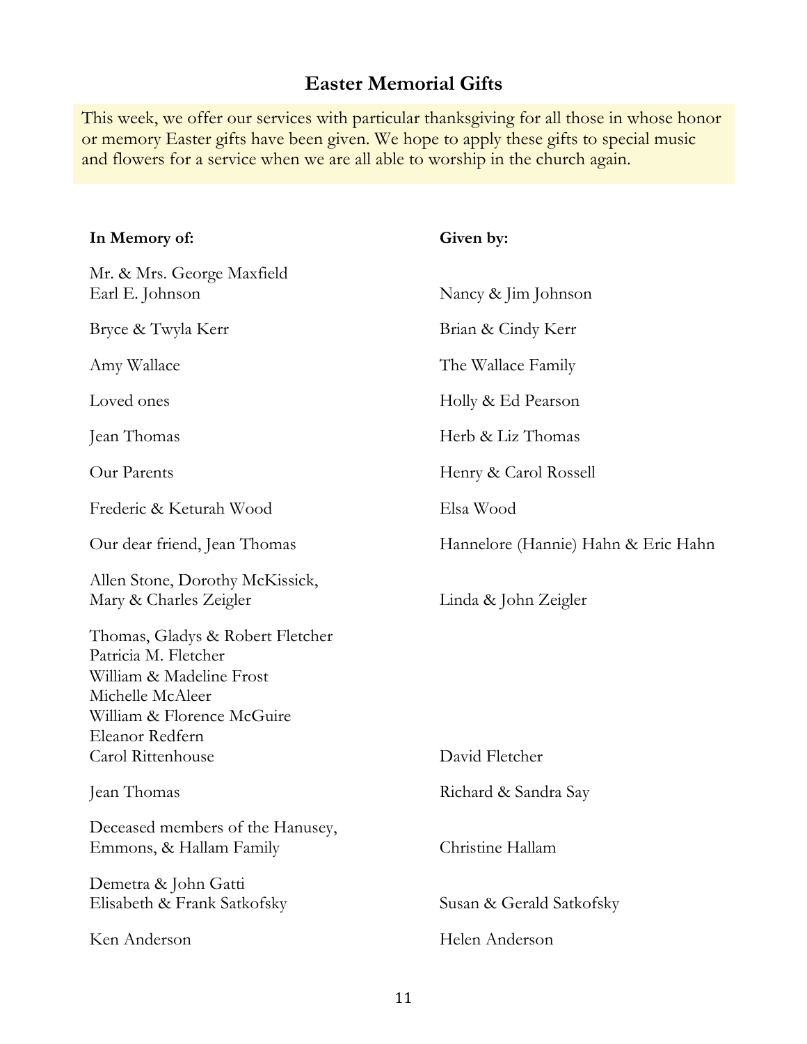## Easter Memorial Gifts

This week, we offer our services with particular thanksgiving for all those in whose honor or memory Easter gifts have been given. We hope to apply these gifts to special music and flowers for a service when we are all able to worship in the church again.

| In Memory of: | Given by: |
|---|---|
| Mr. & Mrs. George Maxfield<br>Earl E. Johnson | Nancy & Jim Johnson |
| Bryce & Twyla Kerr | Brian & Cindy Kerr |
| Amy Wallace | The Wallace Family |
| Loved ones | Holly & Ed Pearson |
| Jean Thomas | Herb & Liz Thomas |
| Our Parents | Henry & Carol Rossell |
| Frederic & Keturah Wood | Elsa Wood |
| Our dear friend, Jean Thomas | Hannelore (Hannie) Hahn & Eric Hahn |
| Allen Stone, Dorothy McKissick,<br>Mary & Charles Zeigler | Linda & John Zeigler |
| Thomas, Gladys & Robert Fletcher<br>Patricia M. Fletcher<br>William & Madeline Frost<br>Michelle McAleer<br>William & Florence McGuire<br>Eleanor Redfern<br>Carol Rittenhouse | David Fletcher |
| Jean Thomas | Richard & Sandra Say |
| Deceased members of the Hanusey,<br>Emmons, & Hallam Family | Christine Hallam |
| Demetra & John Gatti<br>Elisabeth & Frank Satkofsky | Susan & Gerald Satkofsky |
| Ken Anderson | Helen Anderson |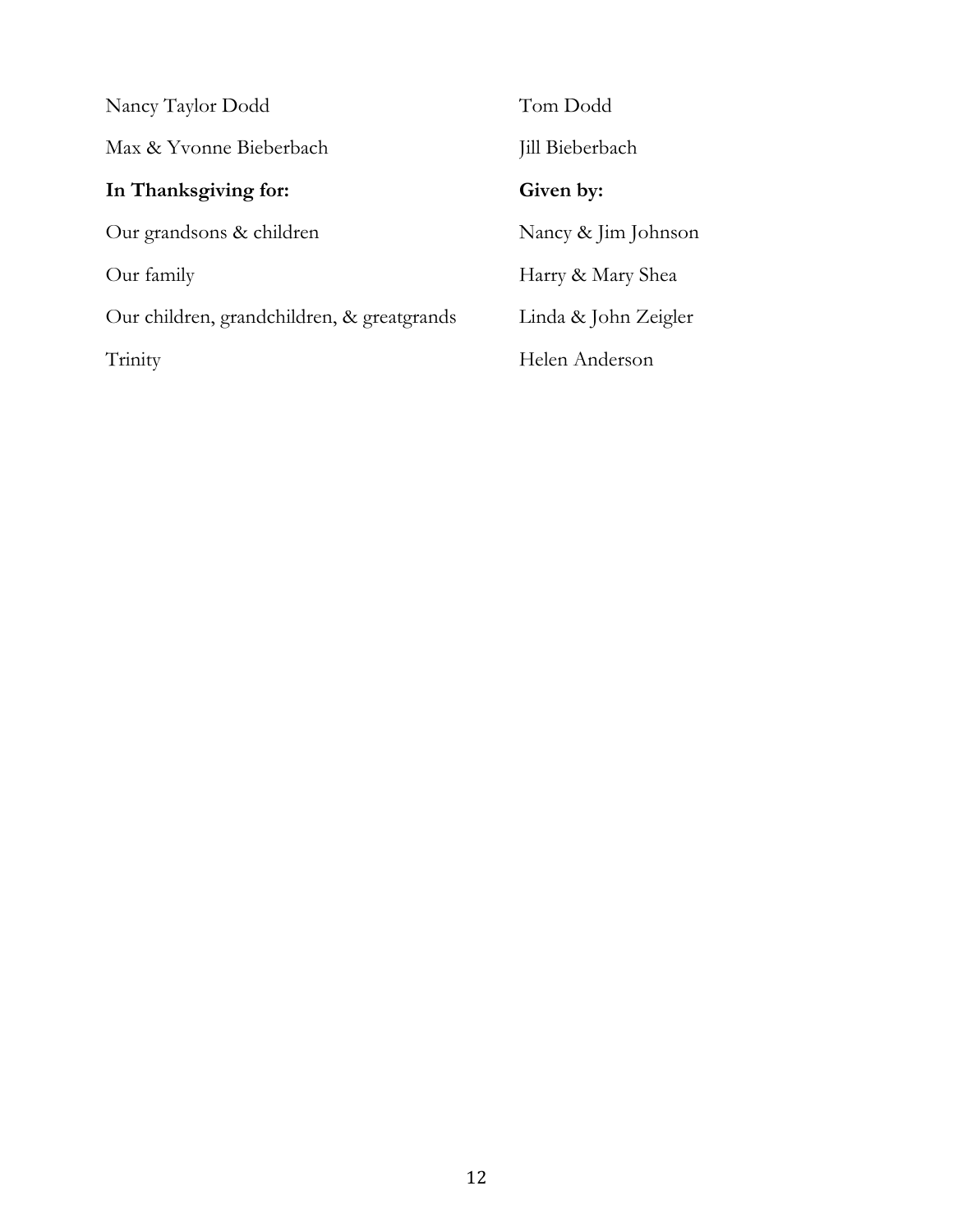| | |
|---|---|
| Nancy Taylor Dodd | Tom Dodd |
| Max & Yvonne Bieberbach | Jill Bieberbach |
| **In Thanksgiving for:** | **Given by:** |
| Our grandsons & children | Nancy & Jim Johnson |
| Our family | Harry & Mary Shea |
| Our children, grandchildren, & greatgrands | Linda & John Zeigler |
| Trinity | Helen Anderson |